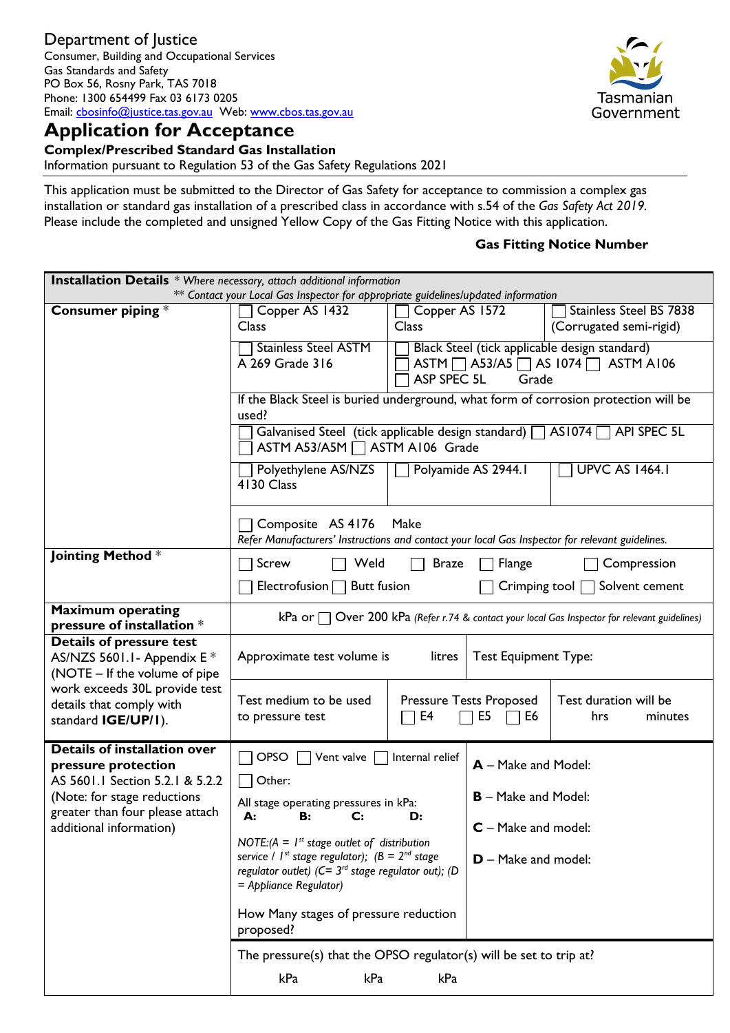Department of Justice
Consumer, Building and Occupational Services
Gas Standards and Safety
PO Box 56, Rosny Park, TAS 7018
Phone: 1300 654499 Fax 03 6173 0205
Email: cbosinfo@justice.tas.gov.au Web: www.cbos.tas.gov.au

Tasmanian Government

# Application for Acceptance

**Complex/Prescribed Standard Gas Installation**

Information pursuant to Regulation 53 of the Gas Safety Regulations 2021

This application must be submitted to the Director of Gas Safety for acceptance to commission a complex gas installation or standard gas installation of a prescribed class in accordance with s.54 of the *Gas Safety Act 2019*. Please include the completed and unsigned Yellow Copy of the Gas Fitting Notice with this application.

**Gas Fitting Notice Number**

| **Installation Details** * *Where necessary, attach additional information* ** *Contact your Local Gas Inspector for appropriate guidelines/updated information* | | | |
|---|---|---|---|
| **Consumer piping** * | ☐ Copper AS 1432 Class | ☐ Copper AS 1572 Class | ☐ Stainless Steel BS 7838 (Corrugated semi-rigid) |
| | ☐ Stainless Steel ASTM A 269 Grade 316 | ☐ Black Steel (tick applicable design standard) ☐ ASTM ☐ A53/A5 ☐ AS 1074 ☐ ASTM A106 ☐ ASP SPEC 5L Grade | |
| | If the Black Steel is buried underground, what form of corrosion protection will be used? | | |
| | ☐ Galvanised Steel (tick applicable design standard) ☐ AS1074 ☐ API SPEC 5L ☐ ASTM A53/A5M ☐ ASTM A106 Grade | | |
| | ☐ Polyethylene AS/NZS 4130 Class | ☐ Polyamide AS 2944.1 | ☐ UPVC AS 1464.1 |
| | ☐ Composite AS 4176 Make *Refer Manufacturers' Instructions and contact your local Gas Inspector for relevant guidelines.* | | |
| **Jointing Method** * | ☐ Screw ☐ Weld ☐ Braze ☐ Flange ☐ Compression ☐ Electrofusion ☐ Butt fusion ☐ Crimping tool ☐ Solvent cement | | |
| **Maximum operating pressure of installation** * | kPa or ☐ Over 200 kPa *(Refer r.74 & contact your local Gas Inspector for relevant guidelines)* | | |
| **Details of pressure test** AS/NZS 5601.1- Appendix E * (NOTE – If the volume of pipe work exceeds 30L provide test details that comply with standard **IGE/UP/1**). | Approximate test volume is litres | Test Equipment Type: | |
| | Test medium to be used to pressure test | Pressure Tests Proposed ☐ E4 ☐ E5 ☐ E6 | Test duration will be hrs minutes |
| **Details of installation over pressure protection** AS 5601.1 Section 5.2.1 & 5.2.2 (Note: for stage reductions greater than four please attach additional information) | ☐ OPSO ☐ Vent valve ☐ Internal relief ☐ Other: All stage operating pressures in kPa: **A: B: C: D:** *NOTE:(A = 1st stage outlet of distribution service / 1st stage regulator); (B = 2nd stage regulator outlet) (C= 3rd stage regulator out); (D = Appliance Regulator)* How Many stages of pressure reduction proposed? | **A** – Make and Model: **B** – Make and Model: **C** – Make and model: **D** – Make and model: | |
| | The pressure(s) that the OPSO regulator(s) will be set to trip at? kPa kPa kPa | | |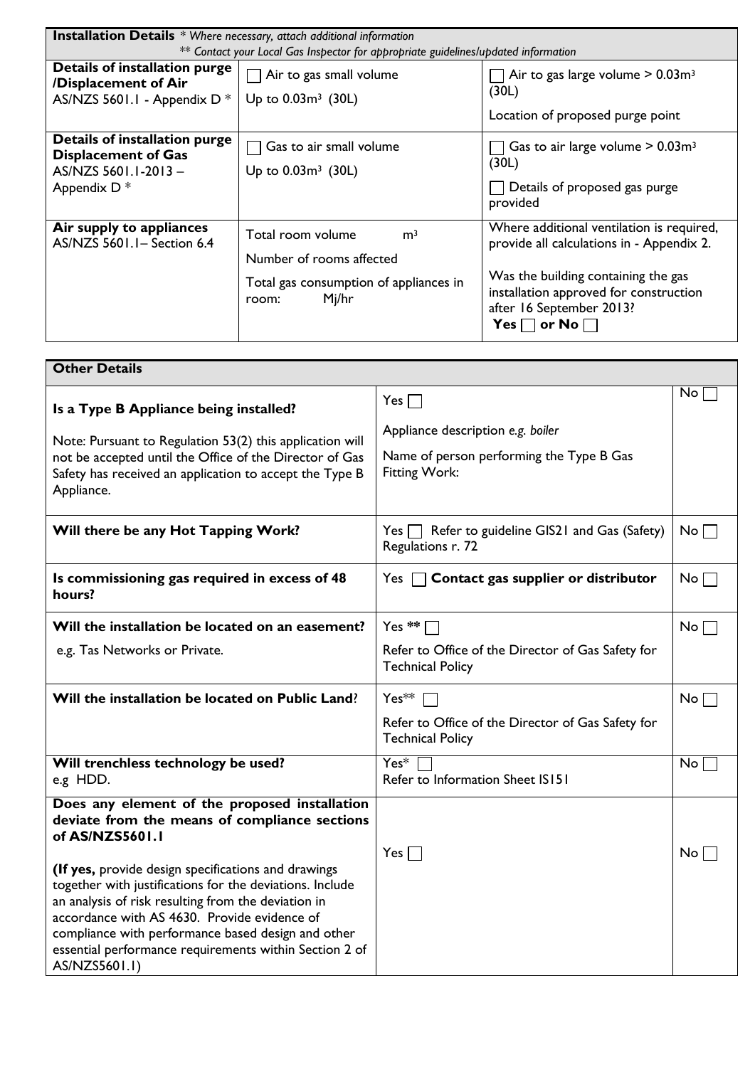**Installation Details** *\* Where necessary, attach additional information*
*\*\* Contact your Local Gas Inspector for appropriate guidelines/updated information*

| | | |
|---|---|---|
| **Details of installation purge /Displacement of Air** AS/NZS 5601.1 - Appendix D * | ☐ Air to gas small volume<br>Up to $0.03m^3$ (30L) | ☐ Air to gas large volume > $0.03m^3$ (30L)<br>Location of proposed purge point |
| **Details of installation purge Displacement of Gas** AS/NZS 5601.1-2013 – Appendix D * | ☐ Gas to air small volume<br>Up to $0.03m^3$ (30L) | ☐ Gas to air large volume > $0.03m^3$ (30L)<br>☐ Details of proposed gas purge provided |
| **Air supply to appliances** AS/NZS 5601.1– Section 6.4 | Total room volume $m^3$<br>Number of rooms affected<br>Total gas consumption of appliances in room: Mj/hr | Where additional ventilation is required, provide all calculations in - Appendix 2.<br>Was the building containing the gas installation approved for construction after 16 September 2013?<br>**Yes** ☐ **or No** ☐ |

**Other Details**

| | | |
|---|---|---|
| **Is a Type B Appliance being installed?**<br>Note: Pursuant to Regulation 53(2) this application will not be accepted until the Office of the Director of Gas Safety has received an application to accept the Type B Appliance. | Yes ☐<br>Appliance description *e.g. boiler*<br>Name of person performing the Type B Gas Fitting Work: | No ☐ |
| **Will there be any Hot Tapping Work?** | Yes ☐ Refer to guideline GIS21 and Gas (Safety) Regulations r. 72 | No ☐ |
| **Is commissioning gas required in excess of 48 hours?** | Yes ☐ **Contact gas supplier or distributor** | No ☐ |
| **Will the installation be located on an easement?**<br>e.g. Tas Networks or Private. | Yes **\*\*** ☐<br>Refer to Office of the Director of Gas Safety for Technical Policy | No ☐ |
| **Will the installation be located on Public Land**? | Yes\*\* ☐<br>Refer to Office of the Director of Gas Safety for Technical Policy | No ☐ |
| **Will trenchless technology be used?**<br>e.g HDD. | Yes\* ☐<br>Refer to Information Sheet IS151 | No ☐ |
| **Does any element of the proposed installation deviate from the means of compliance sections of AS/NZS5601.1**<br>**(If yes,** provide design specifications and drawings together with justifications for the deviations. Include an analysis of risk resulting from the deviation in accordance with AS 4630. Provide evidence of compliance with performance based design and other essential performance requirements within Section 2 of AS/NZS5601.1) | Yes ☐ | No ☐ |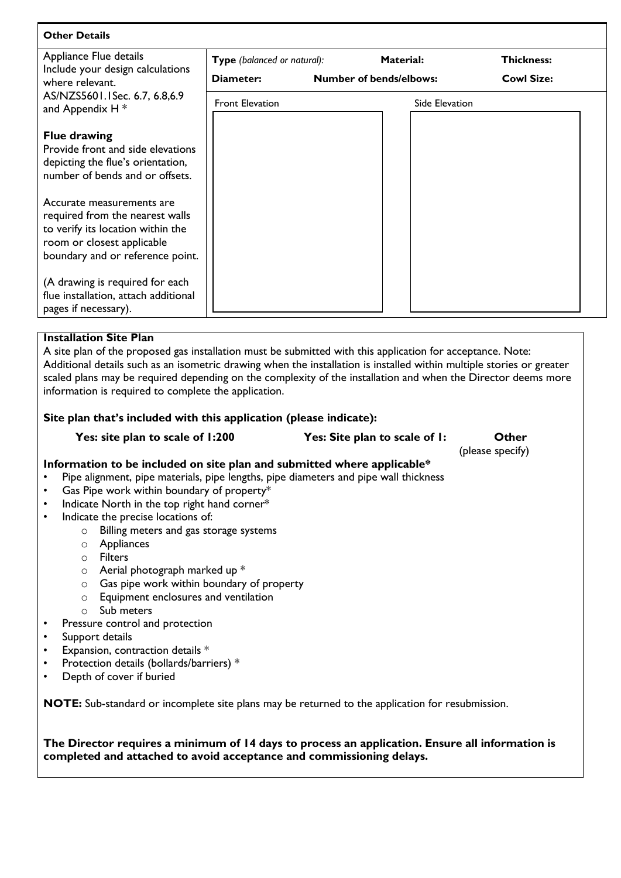## Other Details

| Appliance Flue details | | | |
|---|---|---|---|
| Include your design calculations where relevant. AS/NZS5601.1Sec. 6.7, 6.8,6.9 and Appendix H * | **Type** *(balanced or natural):* | **Material:** | **Thickness:** |
| | **Diameter:** | **Number of bends/elbows:** | **Cowl Size:** |

**Flue drawing**
Provide front and side elevations depicting the flue's orientation, number of bends and or offsets.

Accurate measurements are required from the nearest walls to verify its location within the room or closest applicable boundary and or reference point.

(A drawing is required for each flue installation, attach additional pages if necessary).

| Front Elevation | Side Elevation |
|---|---|
| | |

## Installation Site Plan

A site plan of the proposed gas installation must be submitted with this application for acceptance. Note: Additional details such as an isometric drawing when the installation is installed within multiple stories or greater scaled plans may be required depending on the complexity of the installation and when the Director deems more information is required to complete the application.

**Site plan that's included with this application (please indicate):**

**Yes: site plan to scale of 1:200** &nbsp;&nbsp;&nbsp; **Yes: Site plan to scale of 1:** &nbsp;&nbsp;&nbsp; **Other** (please specify)

**Information to be included on site plan and submitted where applicable***

- Pipe alignment, pipe materials, pipe lengths, pipe diameters and pipe wall thickness
- Gas Pipe work within boundary of property*
- Indicate North in the top right hand corner*
- Indicate the precise locations of:
  - Billing meters and gas storage systems
  - Appliances
  - Filters
  - Aerial photograph marked up *
  - Gas pipe work within boundary of property
  - Equipment enclosures and ventilation
  - Sub meters
- Pressure control and protection
- Support details
- Expansion, contraction details *
- Protection details (bollards/barriers) *
- Depth of cover if buried

**NOTE:** Sub-standard or incomplete site plans may be returned to the application for resubmission.

**The Director requires a minimum of 14 days to process an application. Ensure all information is completed and attached to avoid acceptance and commissioning delays.**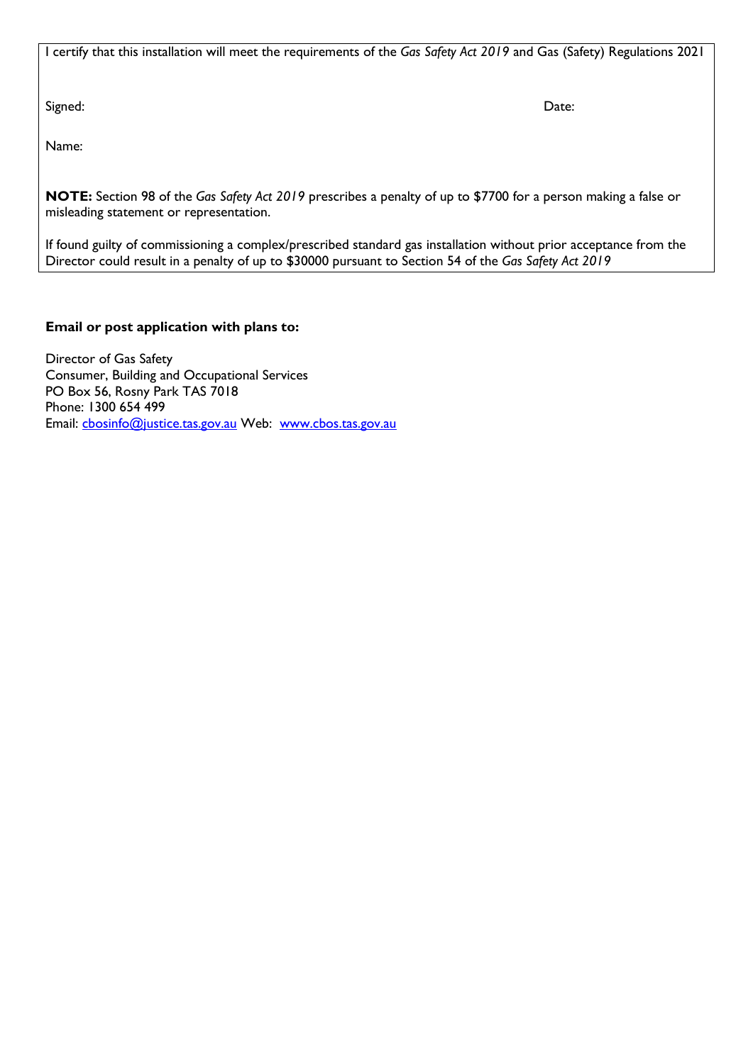I certify that this installation will meet the requirements of the *Gas Safety Act 2019* and Gas (Safety) Regulations 2021

Signed: Date:

Name:

**NOTE:** Section 98 of the *Gas Safety Act 2019* prescribes a penalty of up to $7700 for a person making a false or misleading statement or representation.

If found guilty of commissioning a complex/prescribed standard gas installation without prior acceptance from the Director could result in a penalty of up to $30000 pursuant to Section 54 of the *Gas Safety Act 2019*

**Email or post application with plans to:**

Director of Gas Safety
Consumer, Building and Occupational Services
PO Box 56, Rosny Park TAS 7018
Phone: 1300 654 499
Email: cbosinfo@justice.tas.gov.au Web: www.cbos.tas.gov.au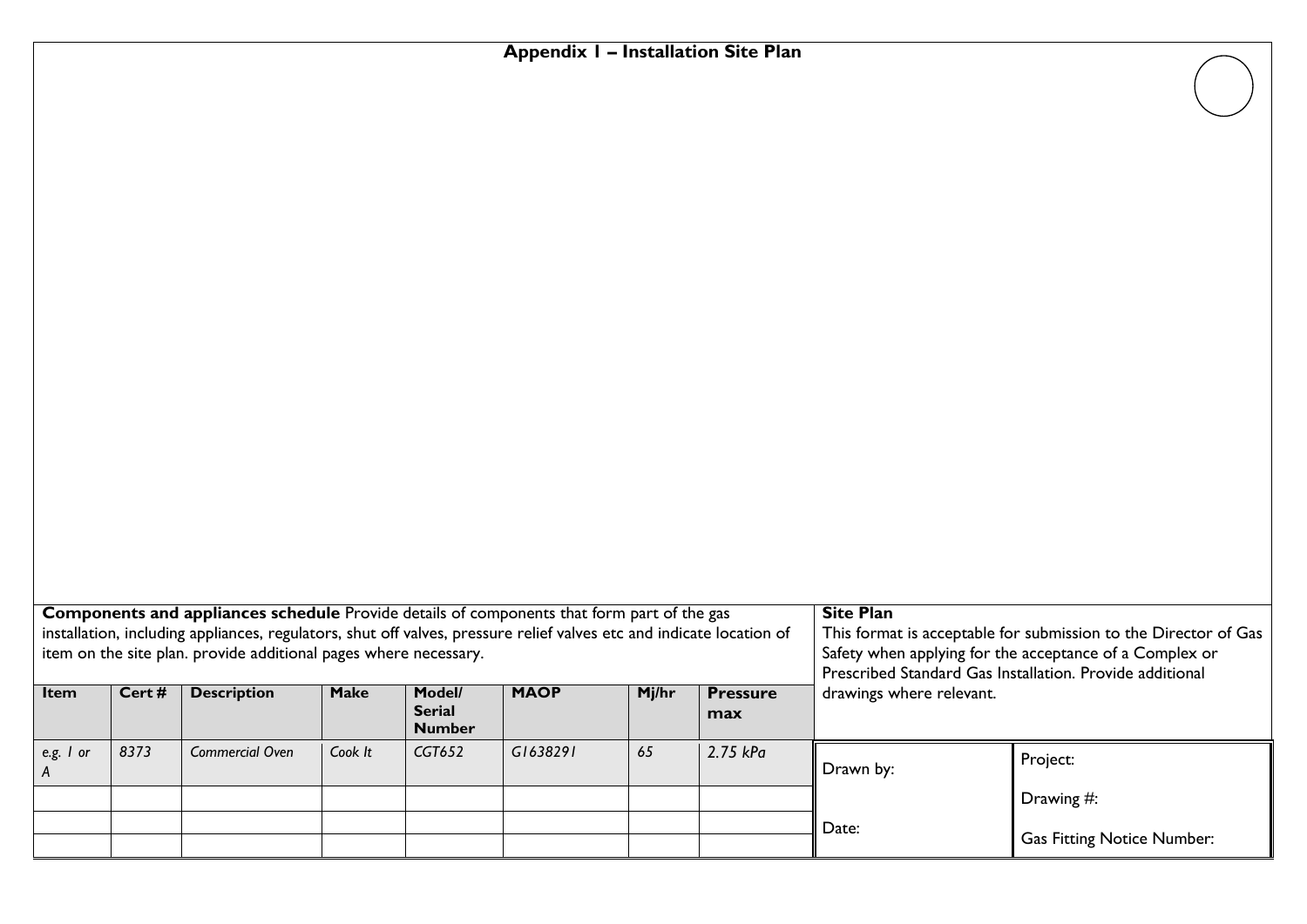## Appendix I – Installation Site Plan

**Components and appliances schedule** Provide details of components that form part of the gas installation, including appliances, regulators, shut off valves, pressure relief valves etc and indicate location of item on the site plan. provide additional pages where necessary.

| Item | Cert # | Description | Make | Model/ Serial Number | MAOP | Mj/hr | Pressure max |
|---|---|---|---|---|---|---|---|
| *e.g. 1 or A* | *8373* | *Commercial Oven* | *Cook It* | *CGT652* | *G1638291* | *65* | *2.75 kPa* |
| | | | | | | | |
| | | | | | | | |
| | | | | | | | |

**Site Plan**

This format is acceptable for submission to the Director of Gas Safety when applying for the acceptance of a Complex or Prescribed Standard Gas Installation. Provide additional drawings where relevant.

| Drawn by: | Project: |
|---|---|
| | Drawing #: |
| Date: | Gas Fitting Notice Number: |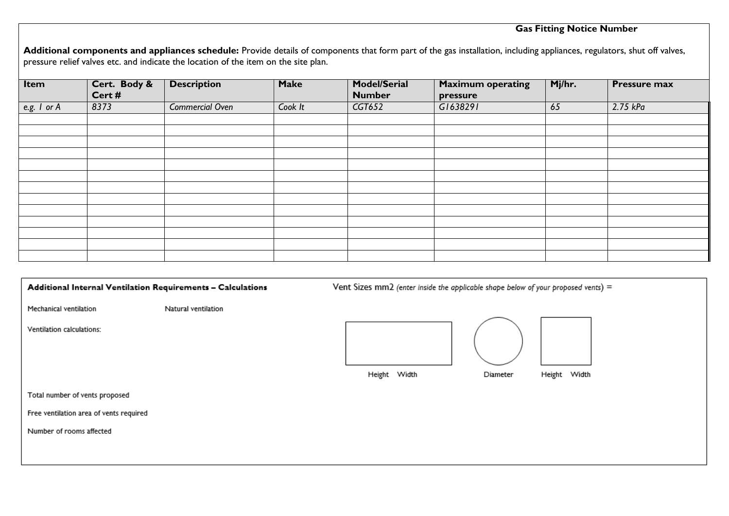**Gas Fitting Notice Number**

**Additional components and appliances schedule:** Provide details of components that form part of the gas installation, including appliances, regulators, shut off valves, pressure relief valves etc. and indicate the location of the item on the site plan.

| Item | Cert. Body & Cert # | Description | Make | Model/Serial Number | Maximum operating pressure | Mj/hr. | Pressure max |
|---|---|---|---|---|---|---|---|
| *e.g. 1 or A* | *8373* | *Commercial Oven* | *Cook It* | *CGT652* | *G1638291* | *65* | *2.75 kPa* |
| | | | | | | | |
| | | | | | | | |
| | | | | | | | |
| | | | | | | | |
| | | | | | | | |
| | | | | | | | |
| | | | | | | | |
| | | | | | | | |
| | | | | | | | |
| | | | | | | | |
| | | | | | | | |
| | | | | | | | |
| | | | | | | | |

**Additional Internal Ventilation Requirements – Calculations**

Vent Sizes mm2 *(enter inside the applicable shape below of your proposed vents)* =

Mechanical ventilation

Natural ventilation

Ventilation calculations:

Height Width

Diameter

Height Width

Total number of vents proposed

Free ventilation area of vents required

Number of rooms affected